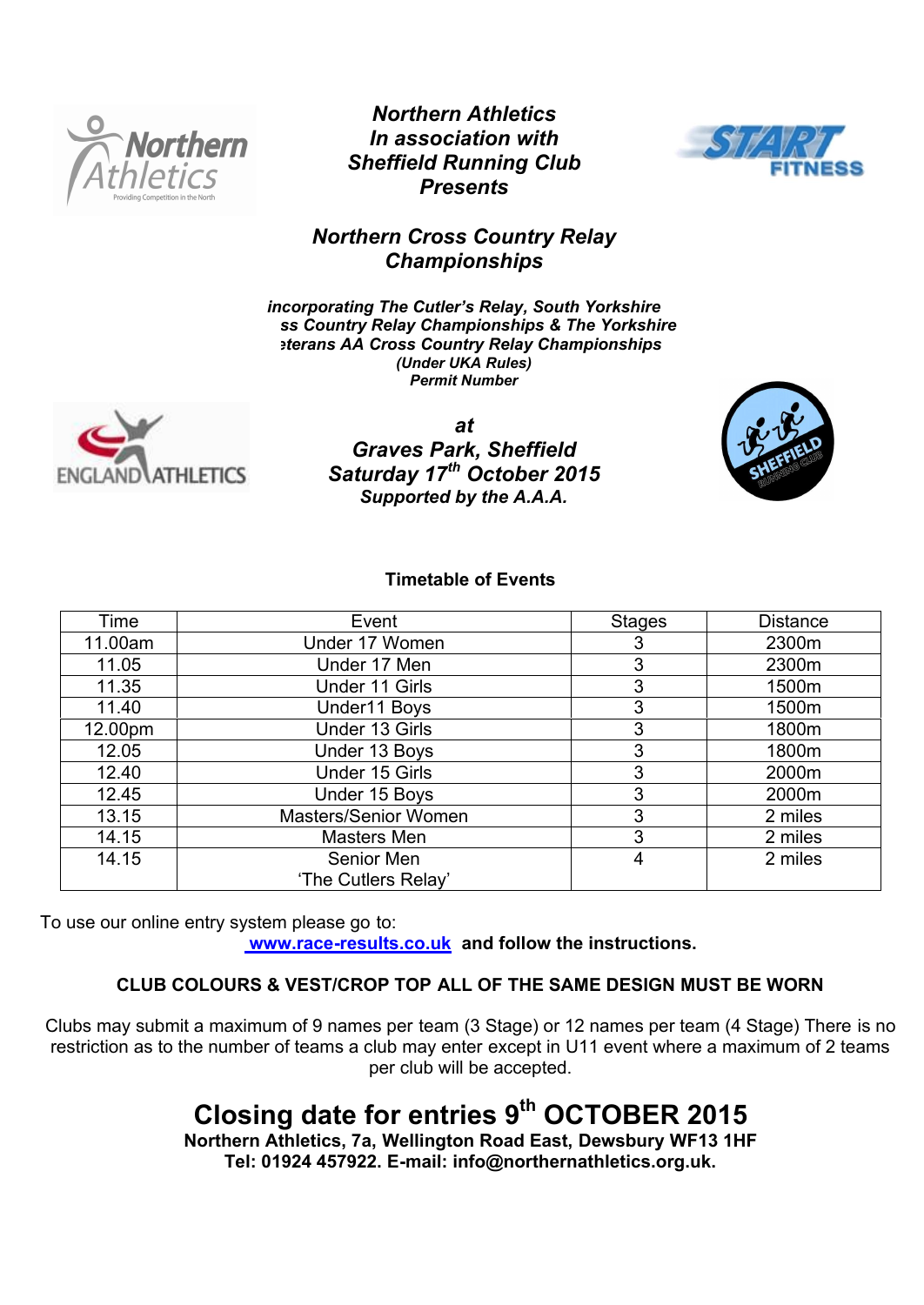***Northern Athletics***
***In association with***
***Sheffield Running Club***
***Presents***

## *Northern Cross Country Relay Championships*

***incorporating The Cutler's Relay, South Yorkshire ss Country Relay Championships & The Yorkshire eterans AA Cross Country Relay Championships***
***(Under UKA Rules)***
***Permit Number***

***at***
***Graves Park, Sheffield***
***Saturday 17th October 2015***
***Supported by the A.A.A.***

**Timetable of Events**

| Time | Event | Stages | Distance |
|---|---|---|---|
| 11.00am | Under 17 Women | 3 | 2300m |
| 11.05 | Under 17 Men | 3 | 2300m |
| 11.35 | Under 11 Girls | 3 | 1500m |
| 11.40 | Under11 Boys | 3 | 1500m |
| 12.00pm | Under 13 Girls | 3 | 1800m |
| 12.05 | Under 13 Boys | 3 | 1800m |
| 12.40 | Under 15 Girls | 3 | 2000m |
| 12.45 | Under 15 Boys | 3 | 2000m |
| 13.15 | Masters/Senior Women | 3 | 2 miles |
| 14.15 | Masters Men | 3 | 2 miles |
| 14.15 | Senior Men 'The Cutlers Relay' | 4 | 2 miles |

To use our online entry system please go to:
**www.race-results.co.uk and follow the instructions.**

**CLUB COLOURS & VEST/CROP TOP ALL OF THE SAME DESIGN MUST BE WORN**

Clubs may submit a maximum of 9 names per team (3 Stage) or 12 names per team (4 Stage) There is no restriction as to the number of teams a club may enter except in U11 event where a maximum of 2 teams per club will be accepted.

# Closing date for entries 9th OCTOBER 2015

**Northern Athletics, 7a, Wellington Road East, Dewsbury WF13 1HF**
**Tel: 01924 457922. E-mail: info@northernathletics.org.uk.**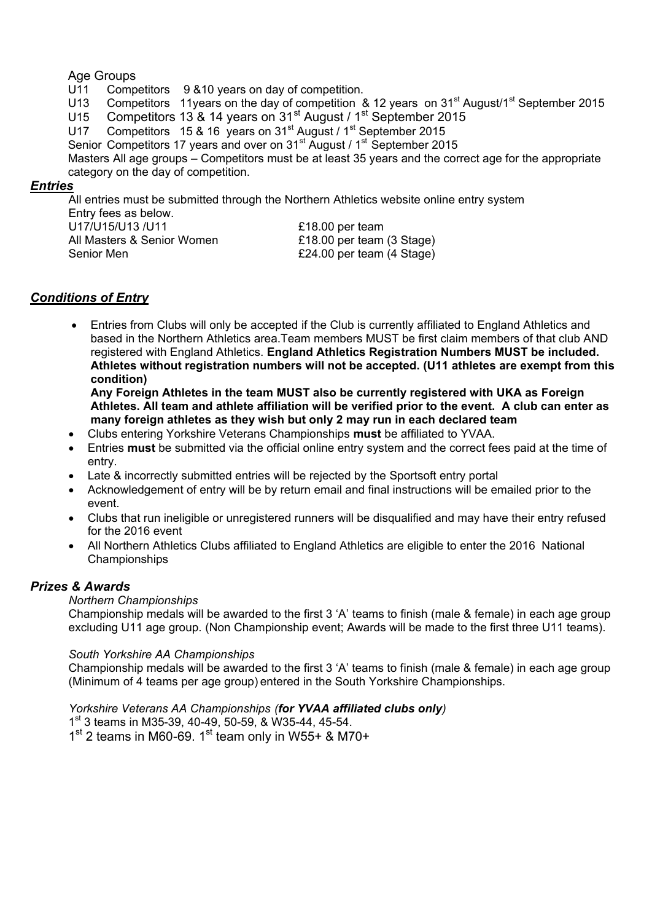Age Groups

U11 Competitors 9 &10 years on day of competition.

U13 Competitors 11years on the day of competition & 12 years on 31st August/1st September 2015

U15 Competitors 13 & 14 years on 31st August / 1st September 2015

U17 Competitors 15 & 16 years on 31st August / 1st September 2015

Senior Competitors 17 years and over on 31st August / 1st September 2015

Masters All age groups – Competitors must be at least 35 years and the correct age for the appropriate category on the day of competition.

## *Entries*

All entries must be submitted through the Northern Athletics website online entry system

Entry fees as below.

| | |
|---|---|
| U17/U15/U13 /U11 | £18.00 per team |
| All Masters & Senior Women | £18.00 per team (3 Stage) |
| Senior Men | £24.00 per team (4 Stage) |

## *Conditions of Entry*

- Entries from Clubs will only be accepted if the Club is currently affiliated to England Athletics and based in the Northern Athletics area.Team members MUST be first claim members of that club AND registered with England Athletics. **England Athletics Registration Numbers MUST be included. Athletes without registration numbers will not be accepted. (U11 athletes are exempt from this condition)**

  **Any Foreign Athletes in the team MUST also be currently registered with UKA as Foreign Athletes. All team and athlete affiliation will be verified prior to the event. A club can enter as many foreign athletes as they wish but only 2 may run in each declared team**
- Clubs entering Yorkshire Veterans Championships **must** be affiliated to YVAA.
- Entries **must** be submitted via the official online entry system and the correct fees paid at the time of entry.
- Late & incorrectly submitted entries will be rejected by the Sportsoft entry portal
- Acknowledgement of entry will be by return email and final instructions will be emailed prior to the event.
- Clubs that run ineligible or unregistered runners will be disqualified and may have their entry refused for the 2016 event
- All Northern Athletics Clubs affiliated to England Athletics are eligible to enter the 2016 National Championships

## *Prizes & Awards*

*Northern Championships*

Championship medals will be awarded to the first 3 'A' teams to finish (male & female) in each age group excluding U11 age group. (Non Championship event; Awards will be made to the first three U11 teams).

*South Yorkshire AA Championships*

Championship medals will be awarded to the first 3 'A' teams to finish (male & female) in each age group (Minimum of 4 teams per age group) entered in the South Yorkshire Championships.

*Yorkshire Veterans AA Championships (**for YVAA affiliated clubs only**)*

1st 3 teams in M35-39, 40-49, 50-59, & W35-44, 45-54.

1st 2 teams in M60-69. 1st team only in W55+ & M70+